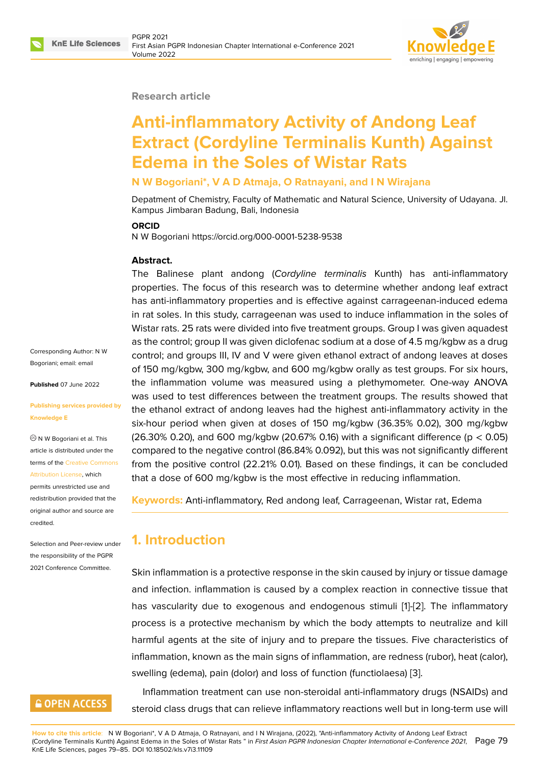Research article

# Anti-inflammatory Activity of Andong Leaf Extract (Cordyline Terminalis Kunth) Against Edema in the Soles of Wistar Rats

**N W Bogoriani\*, V A D Atmaja, O Ratnayani, and I N Wirajana**

Depatment of Chemistry, Faculty of Mathematic and Natural Science, University of Udayana. Jl. Kampus Jimbaran Badung, Bali, Indonesia

**ORCID**

N W Bogoriani https://orcid.org/000-0001-5238-9538

Corresponding Author: N W Bogoriani; email: email

**Published** 07 June 2022

**Publishing services provided by Knowledge E**

© N W Bogoriani et al. This article is distributed under the terms of the Creative Commons Attribution License, which permits unrestricted use and redistribution provided that the original author and source are credited.

Selection and Peer-review under the responsibility of the PGPR 2021 Conference Committee.

**Abstract.**

The Balinese plant andong (*Cordyline terminalis* Kunth) has anti-inflammatory properties. The focus of this research was to determine whether andong leaf extract has anti-inflammatory properties and is effective against carrageenan-induced edema in rat soles. In this study, carrageenan was used to induce inflammation in the soles of Wistar rats. 25 rats were divided into five treatment groups. Group I was given aquadest as the control; group II was given diclofenac sodium at a dose of 4.5 mg/kgbw as a drug control; and groups III, IV and V were given ethanol extract of andong leaves at doses of 150 mg/kgbw, 300 mg/kgbw, and 600 mg/kgbw orally as test groups. For six hours, the inflammation volume was measured using a plethymometer. One-way ANOVA was used to test differences between the treatment groups. The results showed that the ethanol extract of andong leaves had the highest anti-inflammatory activity in the six-hour period when given at doses of 150 mg/kgbw (36.35% 0.02), 300 mg/kgbw (26.30% 0.20), and 600 mg/kgbw (20.67% 0.16) with a significant difference ($p < 0.05$) compared to the negative control (86.84% 0.092), but this was not significantly different from the positive control (22.21% 0.01). Based on these findings, it can be concluded that a dose of 600 mg/kgbw is the most effective in reducing inflammation.

**Keywords:** Anti-inflammatory, Red andong leaf, Carrageenan, Wistar rat, Edema

## 1. Introduction

Skin inflammation is a protective response in the skin caused by injury or tissue damage and infection. inflammation is caused by a complex reaction in connective tissue that has vascularity due to exogenous and endogenous stimuli [1]-[2]. The inflammatory process is a protective mechanism by which the body attempts to neutralize and kill harmful agents at the site of injury and to prepare the tissues. Five characteristics of inflammation, known as the main signs of inflammation, are redness (rubor), heat (calor), swelling (edema), pain (dolor) and loss of function (functiolaesa) [3].

Inflammation treatment can use non-steroidal anti-inflammatory drugs (NSAIDs) and steroid class drugs that can relieve inflammatory reactions well but in long-term use will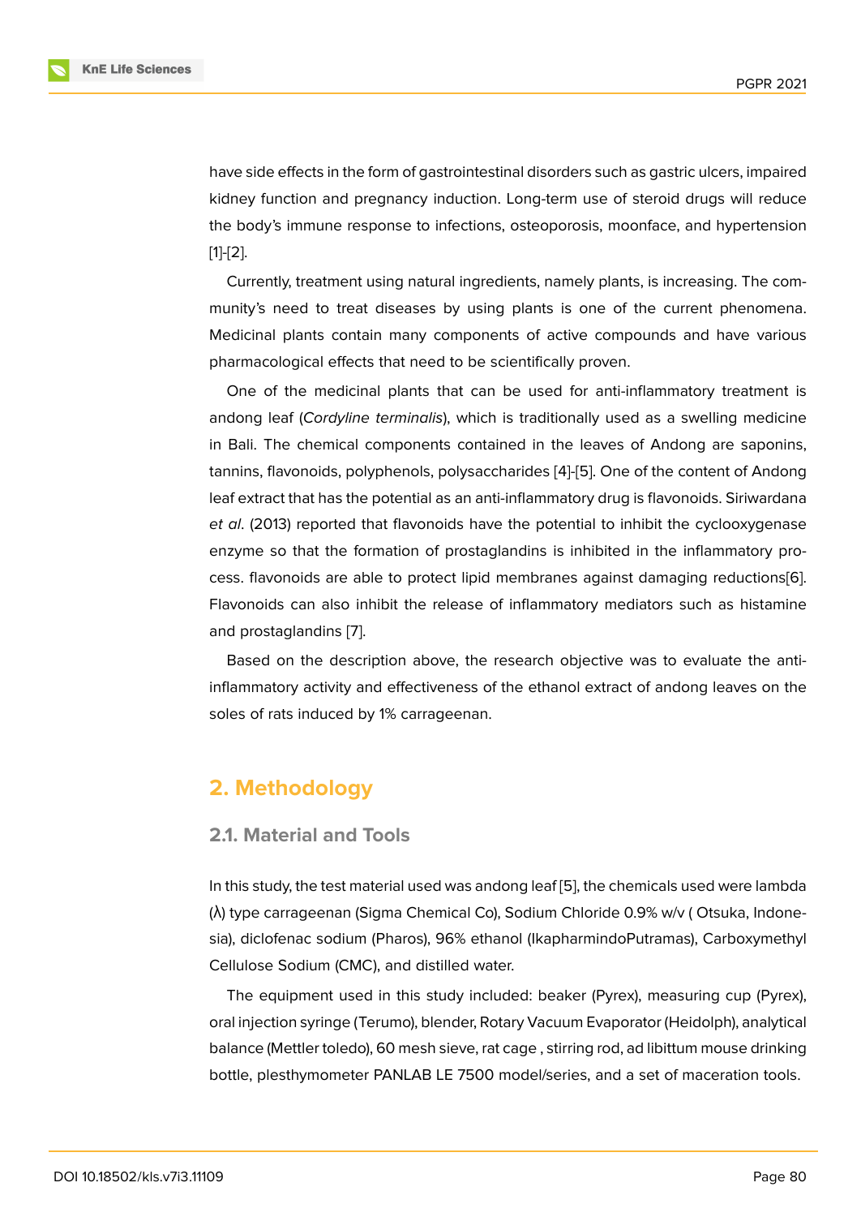have side effects in the form of gastrointestinal disorders such as gastric ulcers, impaired kidney function and pregnancy induction. Long-term use of steroid drugs will reduce the body's immune response to infections, osteoporosis, moonface, and hypertension [1]-[2].

Currently, treatment using natural ingredients, namely plants, is increasing. The community's need to treat diseases by using plants is one of the current phenomena. Medicinal plants contain many components of active compounds and have various pharmacological effects that need to be scientifically proven.

One of the medicinal plants that can be used for anti-inflammatory treatment is andong leaf (*Cordyline terminalis*), which is traditionally used as a swelling medicine in Bali. The chemical components contained in the leaves of Andong are saponins, tannins, flavonoids, polyphenols, polysaccharides [4]-[5]. One of the content of Andong leaf extract that has the potential as an anti-inflammatory drug is flavonoids. Siriwardana *et al*. (2013) reported that flavonoids have the potential to inhibit the cyclooxygenase enzyme so that the formation of prostaglandins is inhibited in the inflammatory process. flavonoids are able to protect lipid membranes against damaging reductions[6]. Flavonoids can also inhibit the release of inflammatory mediators such as histamine and prostaglandins [7].

Based on the description above, the research objective was to evaluate the anti-inflammatory activity and effectiveness of the ethanol extract of andong leaves on the soles of rats induced by 1% carrageenan.

## 2. Methodology

### 2.1. Material and Tools

In this study, the test material used was andong leaf [5], the chemicals used were lambda (λ) type carrageenan (Sigma Chemical Co), Sodium Chloride 0.9% w/v ( Otsuka, Indonesia), diclofenac sodium (Pharos), 96% ethanol (IkapharmindoPutramas), Carboxymethyl Cellulose Sodium (CMC), and distilled water.

The equipment used in this study included: beaker (Pyrex), measuring cup (Pyrex), oral injection syringe (Terumo), blender, Rotary Vacuum Evaporator (Heidolph), analytical balance (Mettler toledo), 60 mesh sieve, rat cage , stirring rod, ad libittum mouse drinking bottle, plesthymometer PANLAB LE 7500 model/series, and a set of maceration tools.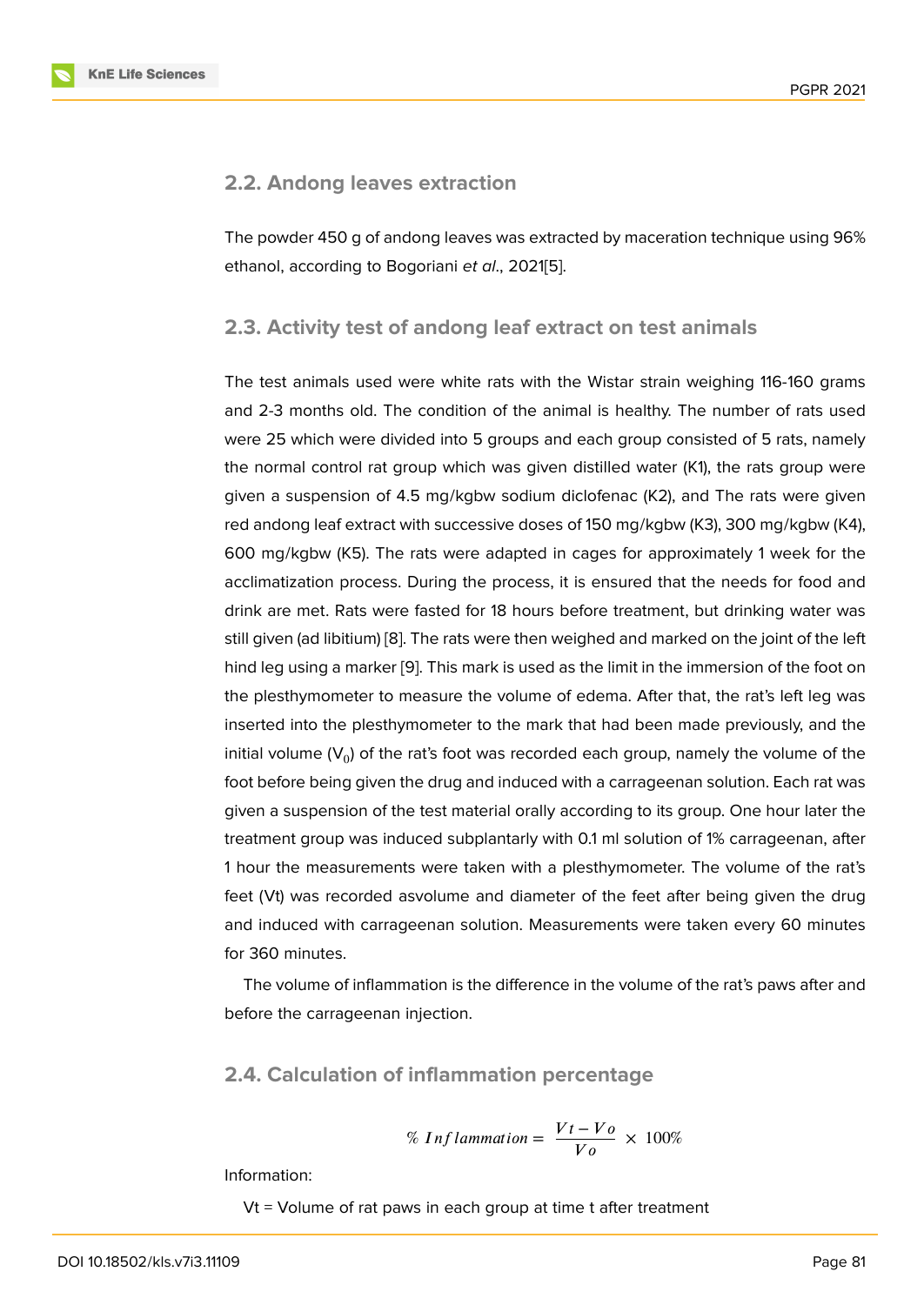## 2.2. Andong leaves extraction

The powder 450 g of andong leaves was extracted by maceration technique using 96% ethanol, according to Bogoriani *et al*., 2021[5].

## 2.3. Activity test of andong leaf extract on test animals

The test animals used were white rats with the Wistar strain weighing 116-160 grams and 2-3 months old. The condition of the animal is healthy. The number of rats used were 25 which were divided into 5 groups and each group consisted of 5 rats, namely the normal control rat group which was given distilled water (K1), the rats group were given a suspension of 4.5 mg/kgbw sodium diclofenac (K2), and The rats were given red andong leaf extract with successive doses of 150 mg/kgbw (K3), 300 mg/kgbw (K4), 600 mg/kgbw (K5). The rats were adapted in cages for approximately 1 week for the acclimatization process. During the process, it is ensured that the needs for food and drink are met. Rats were fasted for 18 hours before treatment, but drinking water was still given (ad libitium) [8]. The rats were then weighed and marked on the joint of the left hind leg using a marker [9]. This mark is used as the limit in the immersion of the foot on the plesthymometer to measure the volume of edema. After that, the rat's left leg was inserted into the plesthymometer to the mark that had been made previously, and the initial volume ($V_0$) of the rat's foot was recorded each group, namely the volume of the foot before being given the drug and induced with a carrageenan solution. Each rat was given a suspension of the test material orally according to its group. One hour later the treatment group was induced subplantarly with 0.1 ml solution of 1% carrageenan, after 1 hour the measurements were taken with a plesthymometer. The volume of the rat's feet (Vt) was recorded asvolume and diameter of the feet after being given the drug and induced with carrageenan solution. Measurements were taken every 60 minutes for 360 minutes.

The volume of inflammation is the difference in the volume of the rat's paws after and before the carrageenan injection.

## 2.4. Calculation of inflammation percentage

$$\%\ Inflammation = \frac{Vt - Vo}{Vo} \times 100\%$$

Information:

Vt = Volume of rat paws in each group at time t after treatment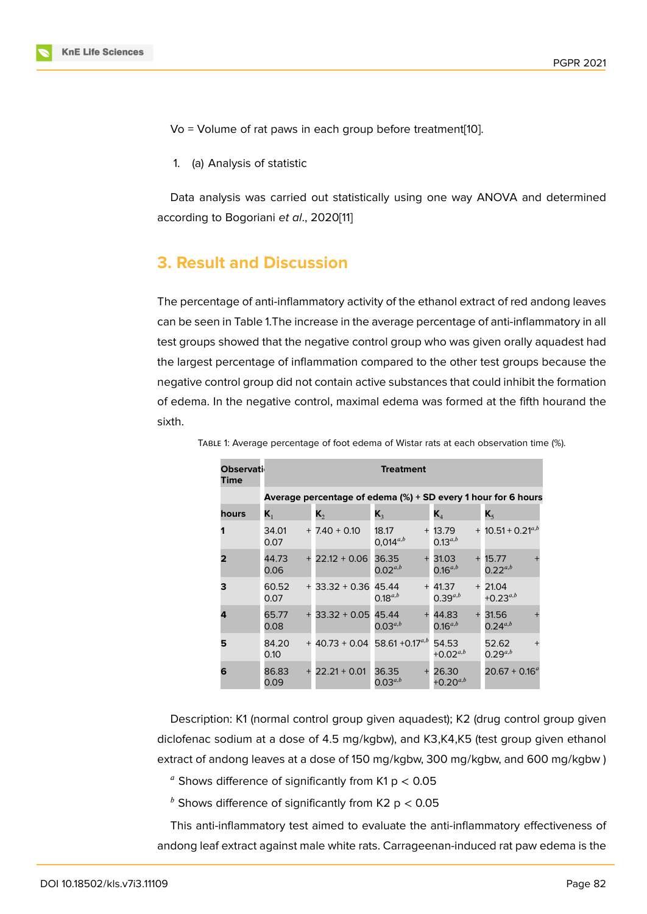Vo = Volume of rat paws in each group before treatment[10].

1. (a) Analysis of statistic

Data analysis was carried out statistically using one way ANOVA and determined according to Bogoriani *et al*., 2020[11]

## 3. Result and Discussion

The percentage of anti-inflammatory activity of the ethanol extract of red andong leaves can be seen in Table 1.The increase in the average percentage of anti-inflammatory in all test groups showed that the negative control group who was given orally aquadest had the largest percentage of inflammation compared to the other test groups because the negative control group did not contain active substances that could inhibit the formation of edema. In the negative control, maximal edema was formed at the fifth hourand the sixth.

Table 1: Average percentage of foot edema of Wistar rats at each observation time (%).

| Observation Time | Treatment | | | | |
|---|---|---|---|---|---|
| | Average percentage of edema (%) + SD every 1 hour for 6 hours | | | | |
| **hours** | **$K_1$** | **$K_2$** | **$K_3$** | **$K_4$** | **$K_5$** |
| **1** | 34.01 + 0.07 | 7.40 + 0.10 | 18.17 + 0,014$^{a,b}$ | 13.79 + 0.13$^{a,b}$ | 10.51 + 0.21$^{a,b}$ |
| **2** | 44.73 + 0.06 | 22.12 + 0.06 | 36.35 + 0.02$^{a,b}$ | 31.03 + 0.16$^{a,b}$ | 15.77 + 0.22$^{a,b}$ |
| **3** | 60.52 + 0.07 | 33.32 + 0.36 | 45.44 + 0.18$^{a,b}$ | 41.37 + 0.39$^{a,b}$ | 21.04 +0.23$^{a,b}$ |
| **4** | 65.77 + 0.08 | 33.32 + 0.05 | 45.44 + 0.03$^{a,b}$ | 44.83 + 0.16$^{a,b}$ | 31.56 + 0.24$^{a,b}$ |
| **5** | 84.20 + 0.10 | 40.73 + 0.04 | 58.61 +0.17$^{a,b}$ | 54.53 +0.02$^{a,b}$ | 52.62 + 0.29$^{a,b}$ |
| **6** | 86.83 + 0.09 | 22.21 + 0.01 | 36.35 + 0.03$^{a,b}$ | 26.30 +0.20$^{a,b}$ | 20.67 + 0.16$^{a}$ |

Description: K1 (normal control group given aquadest); K2 (drug control group given diclofenac sodium at a dose of 4.5 mg/kgbw), and K3,K4,K5 (test group given ethanol extract of andong leaves at a dose of 150 mg/kgbw, 300 mg/kgbw, and 600 mg/kgbw )

[a] Shows difference of significantly from K1 $p < 0.05$

[b] Shows difference of significantly from K2 $p < 0.05$

This anti-inflammatory test aimed to evaluate the anti-inflammatory effectiveness of andong leaf extract against male white rats. Carrageenan-induced rat paw edema is the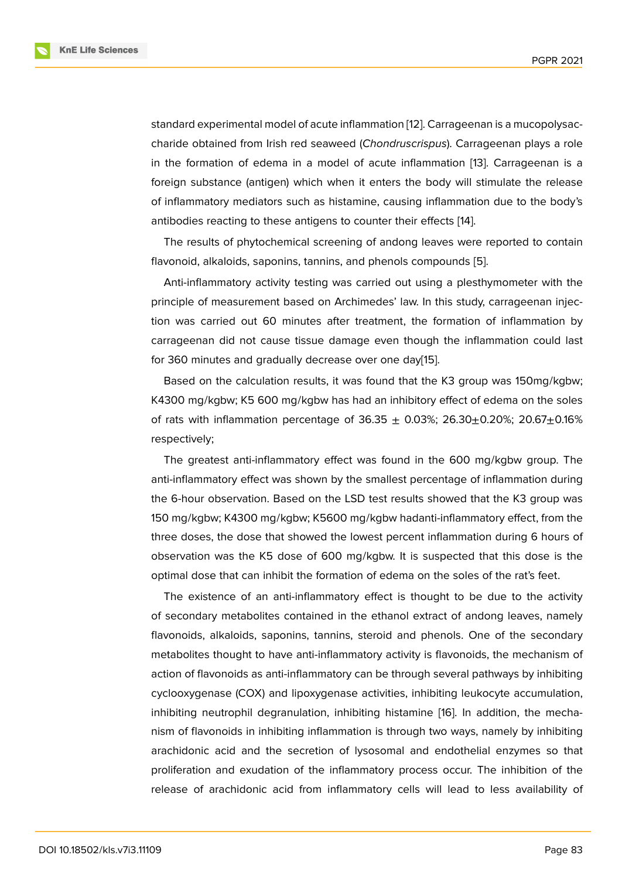standard experimental model of acute inflammation [12]. Carrageenan is a mucopolysaccharide obtained from Irish red seaweed (*Chondruscrispus*). Carrageenan plays a role in the formation of edema in a model of acute inflammation [13]. Carrageenan is a foreign substance (antigen) which when it enters the body will stimulate the release of inflammatory mediators such as histamine, causing inflammation due to the body's antibodies reacting to these antigens to counter their effects [14].

The results of phytochemical screening of andong leaves were reported to contain flavonoid, alkaloids, saponins, tannins, and phenols compounds [5].

Anti-inflammatory activity testing was carried out using a plesthymometer with the principle of measurement based on Archimedes' law. In this study, carrageenan injection was carried out 60 minutes after treatment, the formation of inflammation by carrageenan did not cause tissue damage even though the inflammation could last for 360 minutes and gradually decrease over one day[15].

Based on the calculation results, it was found that the K3 group was 150mg/kgbw; K4300 mg/kgbw; K5 600 mg/kgbw has had an inhibitory effect of edema on the soles of rats with inflammation percentage of 36.35 ± 0.03%; 26.30±0.20%; 20.67±0.16% respectively;

The greatest anti-inflammatory effect was found in the 600 mg/kgbw group. The anti-inflammatory effect was shown by the smallest percentage of inflammation during the 6-hour observation. Based on the LSD test results showed that the K3 group was 150 mg/kgbw; K4300 mg/kgbw; K5600 mg/kgbw hadanti-inflammatory effect, from the three doses, the dose that showed the lowest percent inflammation during 6 hours of observation was the K5 dose of 600 mg/kgbw. It is suspected that this dose is the optimal dose that can inhibit the formation of edema on the soles of the rat's feet.

The existence of an anti-inflammatory effect is thought to be due to the activity of secondary metabolites contained in the ethanol extract of andong leaves, namely flavonoids, alkaloids, saponins, tannins, steroid and phenols. One of the secondary metabolites thought to have anti-inflammatory activity is flavonoids, the mechanism of action of flavonoids as anti-inflammatory can be through several pathways by inhibiting cyclooxygenase (COX) and lipoxygenase activities, inhibiting leukocyte accumulation, inhibiting neutrophil degranulation, inhibiting histamine [16]. In addition, the mechanism of flavonoids in inhibiting inflammation is through two ways, namely by inhibiting arachidonic acid and the secretion of lysosomal and endothelial enzymes so that proliferation and exudation of the inflammatory process occur. The inhibition of the release of arachidonic acid from inflammatory cells will lead to less availability of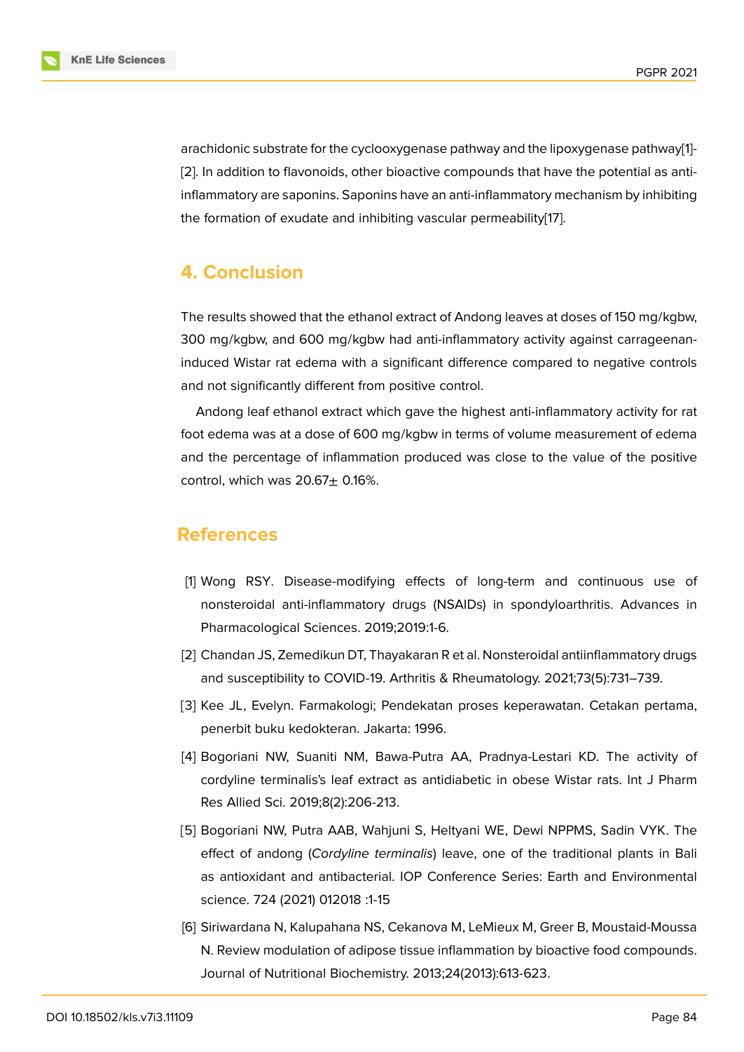arachidonic substrate for the cyclooxygenase pathway and the lipoxygenase pathway[1]-[2]. In addition to flavonoids, other bioactive compounds that have the potential as anti-inflammatory are saponins. Saponins have an anti-inflammatory mechanism by inhibiting the formation of exudate and inhibiting vascular permeability[17].

## 4. Conclusion

The results showed that the ethanol extract of Andong leaves at doses of 150 mg/kgbw, 300 mg/kgbw, and 600 mg/kgbw had anti-inflammatory activity against carrageenan-induced Wistar rat edema with a significant difference compared to negative controls and not significantly different from positive control.

Andong leaf ethanol extract which gave the highest anti-inflammatory activity for rat foot edema was at a dose of 600 mg/kgbw in terms of volume measurement of edema and the percentage of inflammation produced was close to the value of the positive control, which was 20.67$\pm$ 0.16%.

## References

[1] Wong RSY. Disease-modifying effects of long-term and continuous use of nonsteroidal anti-inflammatory drugs (NSAIDs) in spondyloarthritis. Advances in Pharmacological Sciences. 2019;2019:1-6.

[2] Chandan JS, Zemedikun DT, Thayakaran R et al. Nonsteroidal antiinflammatory drugs and susceptibility to COVID-19. Arthritis & Rheumatology. 2021;73(5):731–739.

[3] Kee JL, Evelyn. Farmakologi; Pendekatan proses keperawatan. Cetakan pertama, penerbit buku kedokteran. Jakarta: 1996.

[4] Bogoriani NW, Suaniti NM, Bawa-Putra AA, Pradnya-Lestari KD. The activity of cordyline terminalis's leaf extract as antidiabetic in obese Wistar rats. Int J Pharm Res Allied Sci. 2019;8(2):206-213.

[5] Bogoriani NW, Putra AAB, Wahjuni S, Heltyani WE, Dewi NPPMS, Sadin VYK. The effect of andong (*Cordyline terminalis*) leave, one of the traditional plants in Bali as antioxidant and antibacterial. IOP Conference Series: Earth and Environmental science. 724 (2021) 012018 :1-15

[6] Siriwardana N, Kalupahana NS, Cekanova M, LeMieux M, Greer B, Moustaid-Moussa N. Review modulation of adipose tissue inflammation by bioactive food compounds. Journal of Nutritional Biochemistry. 2013;24(2013):613-623.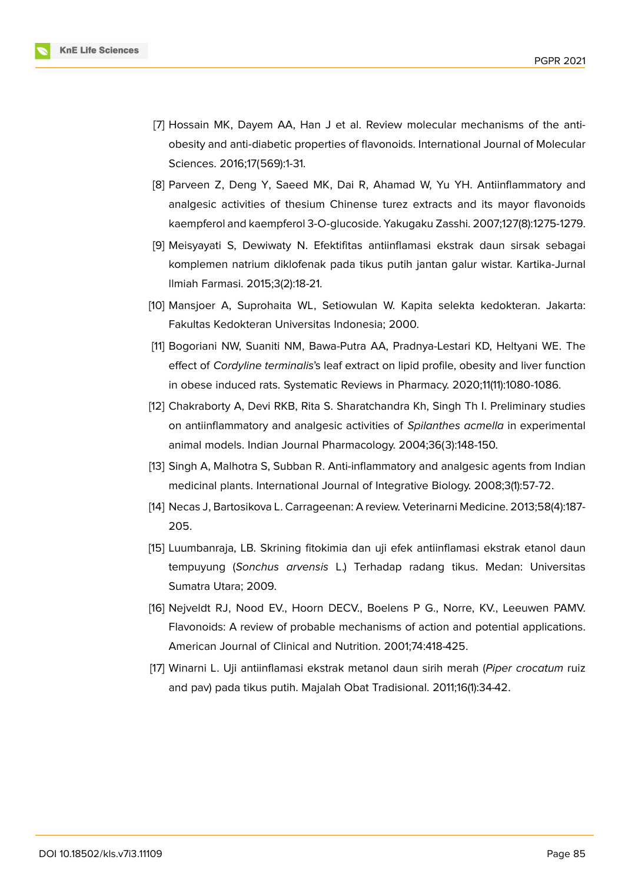[7] Hossain MK, Dayem AA, Han J et al. Review molecular mechanisms of the anti-obesity and anti-diabetic properties of flavonoids. International Journal of Molecular Sciences. 2016;17(569):1-31.

[8] Parveen Z, Deng Y, Saeed MK, Dai R, Ahamad W, Yu YH. Antiinflammatory and analgesic activities of thesium Chinense turez extracts and its mayor flavonoids kaempferol and kaempferol 3-O-glucoside. Yakugaku Zasshi. 2007;127(8):1275-1279.

[9] Meisyayati S, Dewiwaty N. Efektifitas antiinflamasi ekstrak daun sirsak sebagai komplemen natrium diklofenak pada tikus putih jantan galur wistar. Kartika-Jurnal Ilmiah Farmasi. 2015;3(2):18-21.

[10] Mansjoer A, Suprohaita WL, Setiowulan W. Kapita selekta kedokteran. Jakarta: Fakultas Kedokteran Universitas Indonesia; 2000.

[11] Bogoriani NW, Suaniti NM, Bawa-Putra AA, Pradnya-Lestari KD, Heltyani WE. The effect of *Cordyline terminalis*'s leaf extract on lipid profile, obesity and liver function in obese induced rats. Systematic Reviews in Pharmacy. 2020;11(11):1080-1086.

[12] Chakraborty A, Devi RKB, Rita S. Sharatchandra Kh, Singh Th I. Preliminary studies on antiinflammatory and analgesic activities of *Spilanthes acmella* in experimental animal models. Indian Journal Pharmacology. 2004;36(3):148-150.

[13] Singh A, Malhotra S, Subban R. Anti-inflammatory and analgesic agents from Indian medicinal plants. International Journal of Integrative Biology. 2008;3(1):57-72.

[14] Necas J, Bartosikova L. Carrageenan: A review. Veterinarni Medicine. 2013;58(4):187-205.

[15] Luumbanraja, LB. Skrining fitokimia dan uji efek antiinflamasi ekstrak etanol daun tempuyung (*Sonchus arvensis* L.) Terhadap radang tikus. Medan: Universitas Sumatra Utara; 2009.

[16] Nejveldt RJ, Nood EV., Hoorn DECV., Boelens P G., Norre, KV., Leeuwen PAMV. Flavonoids: A review of probable mechanisms of action and potential applications. American Journal of Clinical and Nutrition. 2001;74:418-425.

[17] Winarni L. Uji antiinflamasi ekstrak metanol daun sirih merah (*Piper crocatum* ruiz and pav) pada tikus putih. Majalah Obat Tradisional. 2011;16(1):34-42.